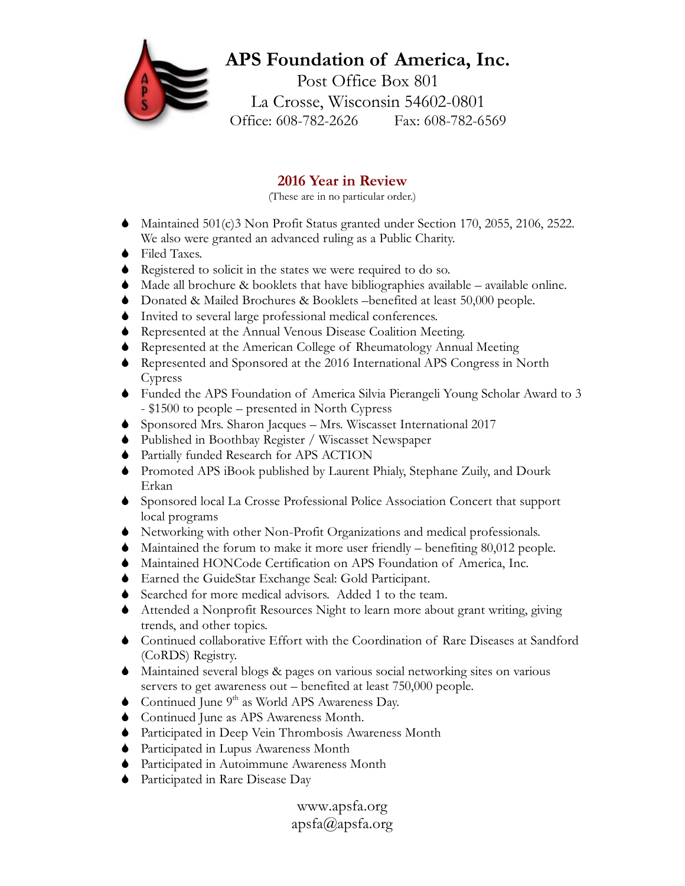# APS Foundation of America, Inc.

Post Office Box 801
La Crosse, Wisconsin 54602-0801
Office: 608-782-2626 Fax: 608-782-6569

## 2016 Year in Review

(These are in no particular order.)

- Maintained 501(c)3 Non Profit Status granted under Section 170, 2055, 2106, 2522. We also were granted an advanced ruling as a Public Charity.
- Filed Taxes.
- Registered to solicit in the states we were required to do so.
- Made all brochure & booklets that have bibliographies available – available online.
- Donated & Mailed Brochures & Booklets –benefited at least 50,000 people.
- Invited to several large professional medical conferences.
- Represented at the Annual Venous Disease Coalition Meeting.
- Represented at the American College of Rheumatology Annual Meeting
- Represented and Sponsored at the 2016 International APS Congress in North Cypress
- Funded the APS Foundation of America Silvia Pierangeli Young Scholar Award to 3 - $1500 to people – presented in North Cypress
- Sponsored Mrs. Sharon Jacques – Mrs. Wiscasset International 2017
- Published in Boothbay Register / Wiscasset Newspaper
- Partially funded Research for APS ACTION
- Promoted APS iBook published by Laurent Phialy, Stephane Zuily, and Dourk Erkan
- Sponsored local La Crosse Professional Police Association Concert that support local programs
- Networking with other Non-Profit Organizations and medical professionals.
- Maintained the forum to make it more user friendly – benefiting 80,012 people.
- Maintained HONCode Certification on APS Foundation of America, Inc.
- Earned the GuideStar Exchange Seal: Gold Participant.
- Searched for more medical advisors. Added 1 to the team.
- Attended a Nonprofit Resources Night to learn more about grant writing, giving trends, and other topics.
- Continued collaborative Effort with the Coordination of Rare Diseases at Sandford (CoRDS) Registry.
- Maintained several blogs & pages on various social networking sites on various servers to get awareness out – benefited at least 750,000 people.
- Continued June 9th as World APS Awareness Day.
- Continued June as APS Awareness Month.
- Participated in Deep Vein Thrombosis Awareness Month
- Participated in Lupus Awareness Month
- Participated in Autoimmune Awareness Month
- Participated in Rare Disease Day

www.apsfa.org
apsfa@apsfa.org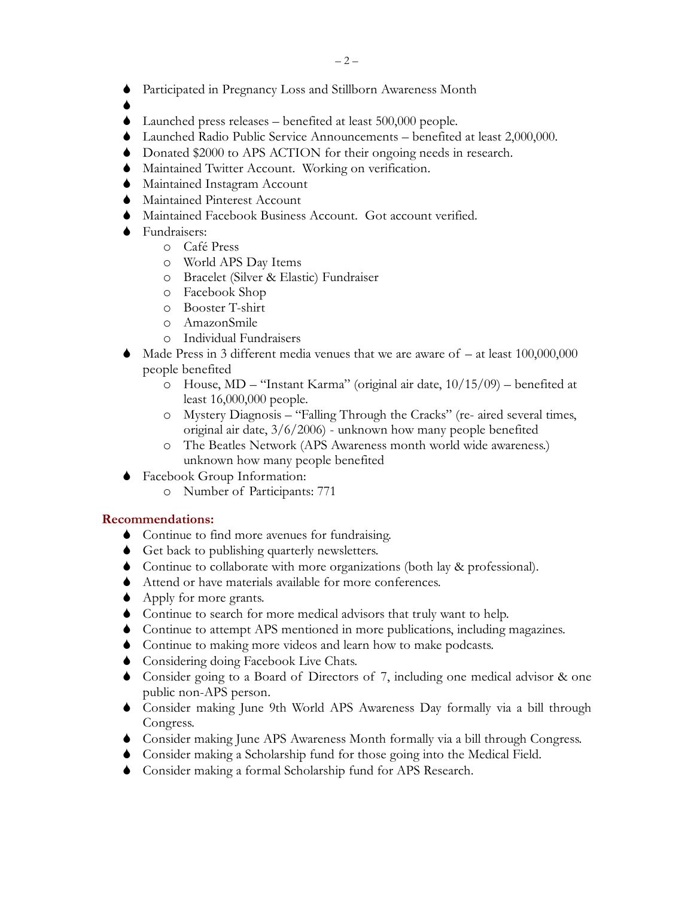- Participated in Pregnancy Loss and Stillborn Awareness Month
- 
- Launched press releases – benefited at least 500,000 people.
- Launched Radio Public Service Announcements – benefited at least 2,000,000.
- Donated $2000 to APS ACTION for their ongoing needs in research.
- Maintained Twitter Account. Working on verification.
- Maintained Instagram Account
- Maintained Pinterest Account
- Maintained Facebook Business Account. Got account verified.
- Fundraisers:
  - Café Press
  - World APS Day Items
  - Bracelet (Silver & Elastic) Fundraiser
  - Facebook Shop
  - Booster T-shirt
  - AmazonSmile
  - Individual Fundraisers
- Made Press in 3 different media venues that we are aware of – at least 100,000,000 people benefited
  - House, MD – "Instant Karma" (original air date, 10/15/09) – benefited at least 16,000,000 people.
  - Mystery Diagnosis – "Falling Through the Cracks" (re- aired several times, original air date, 3/6/2006) - unknown how many people benefited
  - The Beatles Network (APS Awareness month world wide awareness.) unknown how many people benefited
- Facebook Group Information:
  - Number of Participants: 771

## Recommendations:

- Continue to find more avenues for fundraising.
- Get back to publishing quarterly newsletters.
- Continue to collaborate with more organizations (both lay & professional).
- Attend or have materials available for more conferences.
- Apply for more grants.
- Continue to search for more medical advisors that truly want to help.
- Continue to attempt APS mentioned in more publications, including magazines.
- Continue to making more videos and learn how to make podcasts.
- Considering doing Facebook Live Chats.
- Consider going to a Board of Directors of 7, including one medical advisor & one public non-APS person.
- Consider making June 9th World APS Awareness Day formally via a bill through Congress.
- Consider making June APS Awareness Month formally via a bill through Congress.
- Consider making a Scholarship fund for those going into the Medical Field.
- Consider making a formal Scholarship fund for APS Research.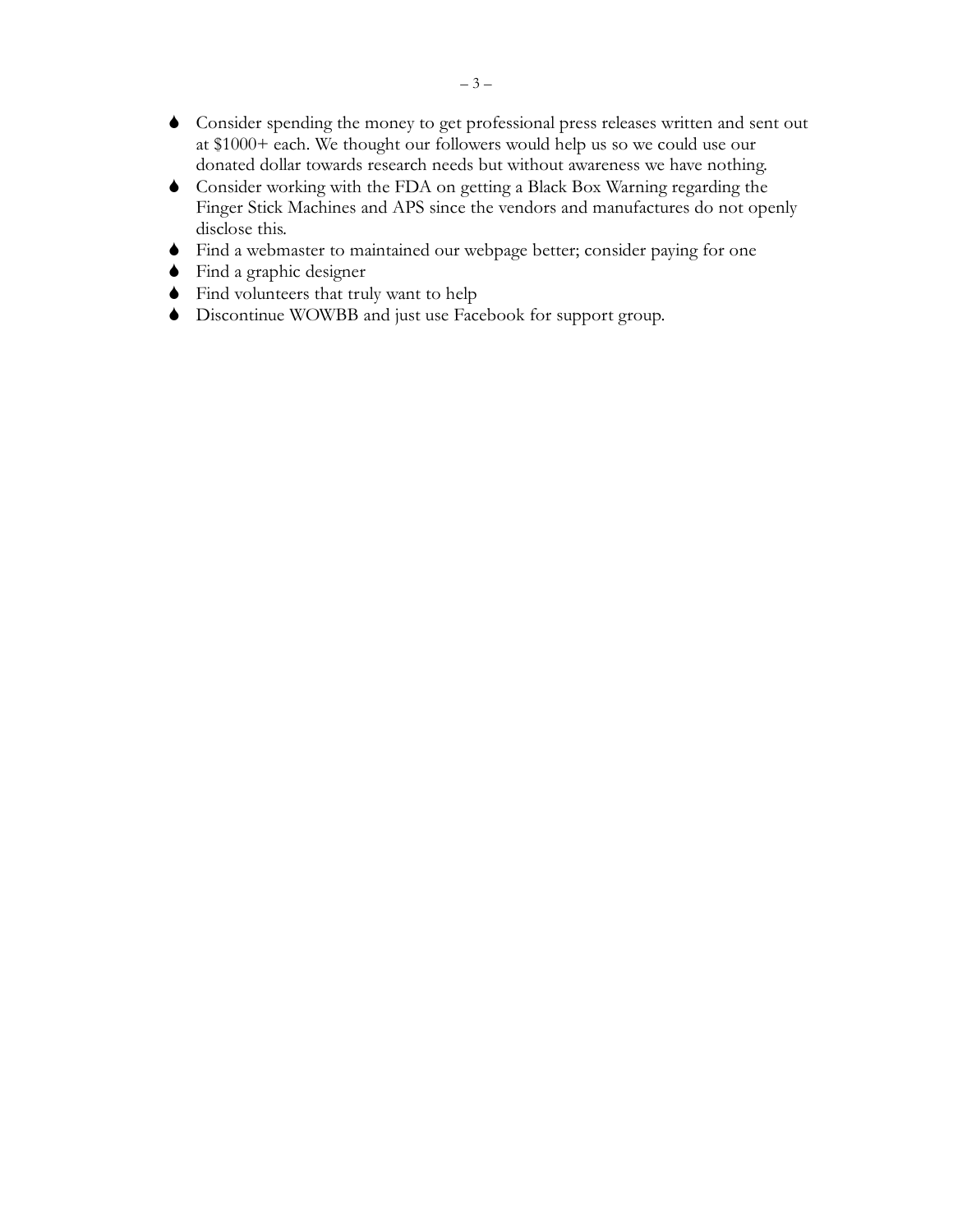- Consider spending the money to get professional press releases written and sent out at $1000+ each. We thought our followers would help us so we could use our donated dollar towards research needs but without awareness we have nothing.
- Consider working with the FDA on getting a Black Box Warning regarding the Finger Stick Machines and APS since the vendors and manufactures do not openly disclose this.
- Find a webmaster to maintained our webpage better; consider paying for one
- Find a graphic designer
- Find volunteers that truly want to help
- Discontinue WOWBB and just use Facebook for support group.